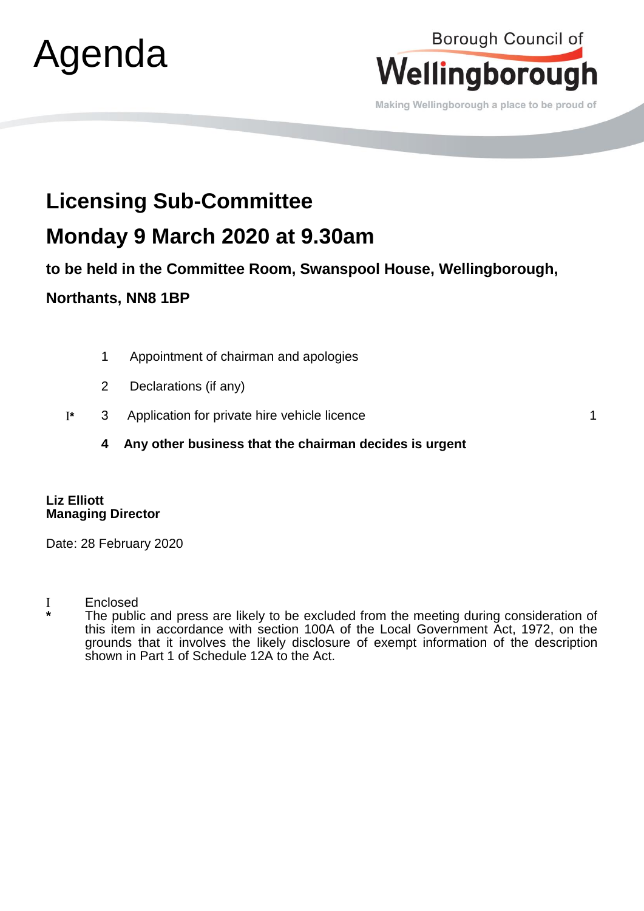# Agenda

Borough Council of **Wellingborough**

Making Wellingborough a place to be proud of

## Licensing Sub-Committee

## Monday 9 March 2020 at 9.30am

**to be held in the Committee Room, Swanspool House, Wellingborough, Northants, NN8 1BP**

| | | | |
|---|---|---|---|
| | 1 | Appointment of chairman and apologies | |
| | 2 | Declarations (if any) | |
| I* | 3 | Application for private hire vehicle licence | 1 |
| | **4** | **Any other business that the chairman decides is urgent** | |

**Liz Elliott**
**Managing Director**

Date: 28 February 2020

I Enclosed

* The public and press are likely to be excluded from the meeting during consideration of this item in accordance with section 100A of the Local Government Act, 1972, on the grounds that it involves the likely disclosure of exempt information of the description shown in Part 1 of Schedule 12A to the Act.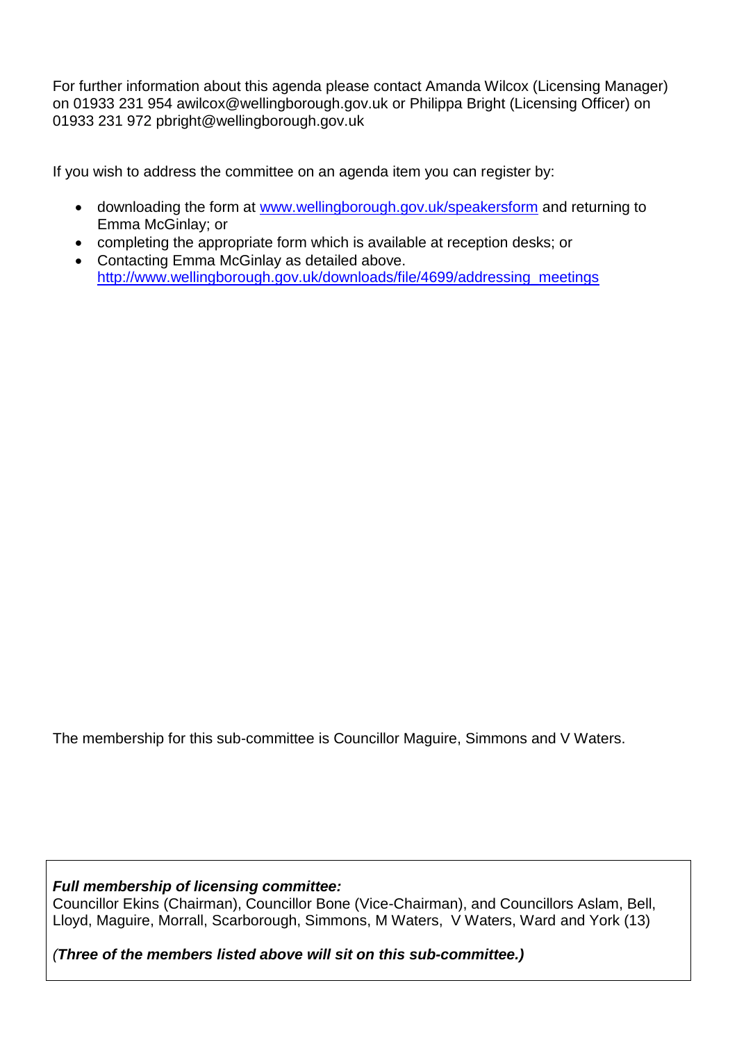For further information about this agenda please contact Amanda Wilcox (Licensing Manager) on 01933 231 954 awilcox@wellingborough.gov.uk or Philippa Bright (Licensing Officer) on 01933 231 972 pbright@wellingborough.gov.uk

If you wish to address the committee on an agenda item you can register by:

- downloading the form at [www.wellingborough.gov.uk/speakersform](http://www.wellingborough.gov.uk/speakersform) and returning to Emma McGinlay; or
- completing the appropriate form which is available at reception desks; or
- Contacting Emma McGinlay as detailed above. [http://www.wellingborough.gov.uk/downloads/file/4699/addressing_meetings](http://www.wellingborough.gov.uk/downloads/file/4699/addressing_meetings)

The membership for this sub-committee is Councillor Maguire, Simmons and V Waters.

***Full membership of licensing committee:***
Councillor Ekins (Chairman), Councillor Bone (Vice-Chairman), and Councillors Aslam, Bell, Lloyd, Maguire, Morrall, Scarborough, Simmons, M Waters, V Waters, Ward and York (13)

*(**Three of the members listed above will sit on this sub-committee.)***